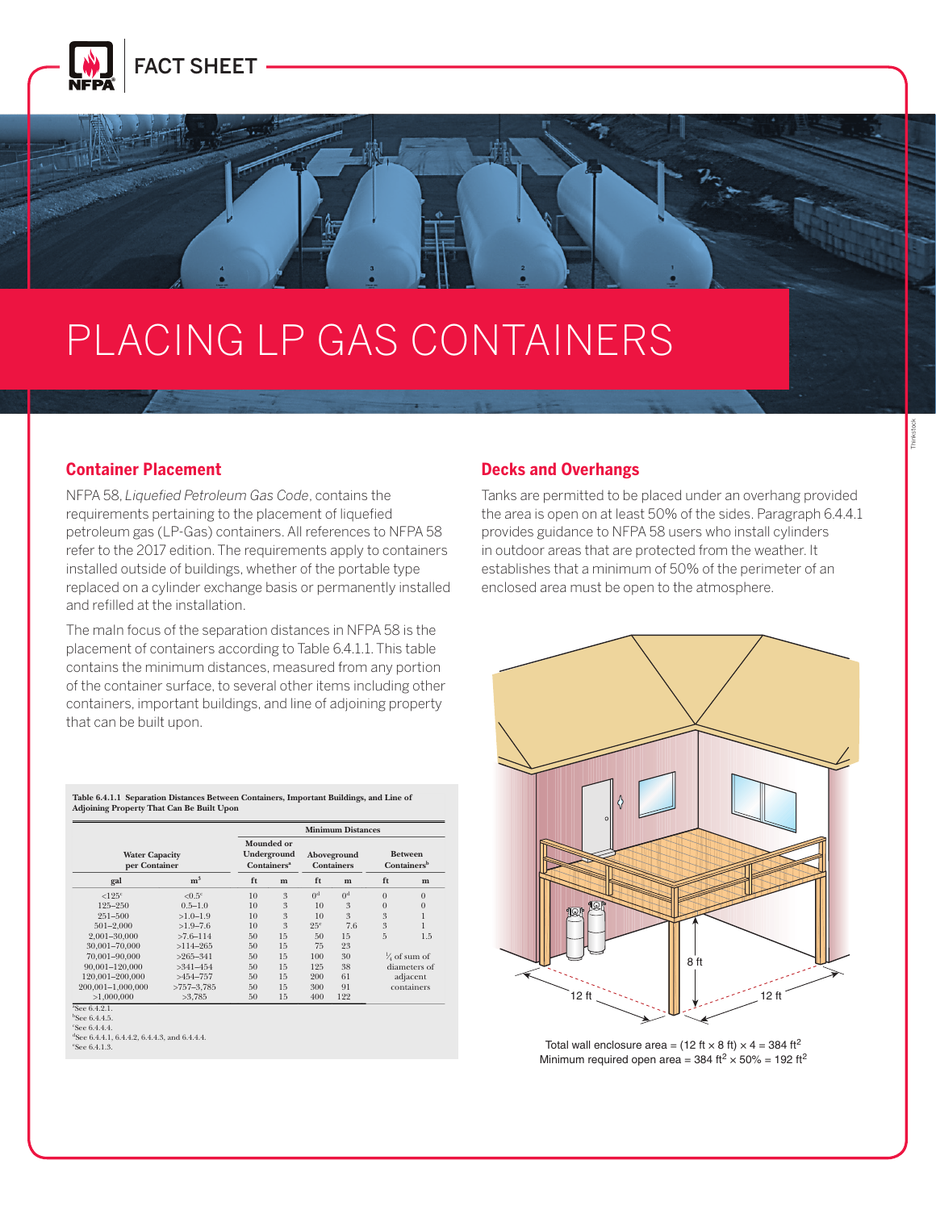FACT SHEET

# PLACING LP GAS CONTAINERS

## Container Placement

NFPA 58, *Liquefied Petroleum Gas Code*, contains the requirements pertaining to the placement of liquefied petroleum gas (LP-Gas) containers. All references to NFPA 58 refer to the 2017 edition. The requirements apply to containers installed outside of buildings, whether of the portable type replaced on a cylinder exchange basis or permanently installed and refilled at the installation.

The maln focus of the separation distances in NFPA 58 is the placement of containers according to Table 6.4.1.1. This table contains the minimum distances, measured from any portion of the container surface, to several other items including other containers, important buildings, and line of adjoining property that can be built upon.

**Table 6.4.1.1 Separation Distances Between Containers, Important Buildings, and Line of Adjoining Property That Can Be Built Upon**

| Water Capacity per Container | | Minimum Distances | | | | | |
|---|---|---|---|---|---|---|---|
| | | Mounded or Underground Containers[a] | | Aboveground Containers | | Between Containers[b] | |
| gal | m³ | ft | m | ft | m | ft | m |
| <125[c] | <0.5[c] | 10 | 3 | 0[d] | 0[d] | 0 | 0 |
| 125–250 | 0.5–1.0 | 10 | 3 | 10 | 3 | 0 | 0 |
| 251–500 | >1.0–1.9 | 10 | 3 | 10 | 3 | 3 | 1 |
| 501–2,000 | >1.9–7.6 | 10 | 3 | 25[e] | 7.6 | 3 | 1 |
| 2,001–30,000 | >7.6–114 | 50 | 15 | 50 | 15 | 5 | 1.5 |
| 30,001–70,000 | >114–265 | 50 | 15 | 75 | 23 | | |
| 70,001–90,000 | >265–341 | 50 | 15 | 100 | 30 | ¼ of sum of diameters of adjacent containers | |
| 90,001–120,000 | >341–454 | 50 | 15 | 125 | 38 | | |
| 120,001–200,000 | >454–757 | 50 | 15 | 200 | 61 | | |
| 200,001–1,000,000 | >757–3,785 | 50 | 15 | 300 | 91 | | |
| >1,000,000 | >3,785 | 50 | 15 | 400 | 122 | | |

[a]See 6.4.2.1.
[b]See 6.4.4.5.
[c]See 6.4.4.4.
[d]See 6.4.4.1, 6.4.4.2, 6.4.4.3, and 6.4.4.4.
[e]See 6.4.1.3.

## Decks and Overhangs

Tanks are permitted to be placed under an overhang provided the area is open on at least 50% of the sides. Paragraph 6.4.4.1 provides guidance to NFPA 58 users who install cylinders in outdoor areas that are protected from the weather. It establishes that a minimum of 50% of the perimeter of an enclosed area must be open to the atmosphere.

Total wall enclosure area = (12 ft × 8 ft) × 4 = 384 ft$^2$
Minimum required open area = 384 ft$^2$ × 50% = 192 ft$^2$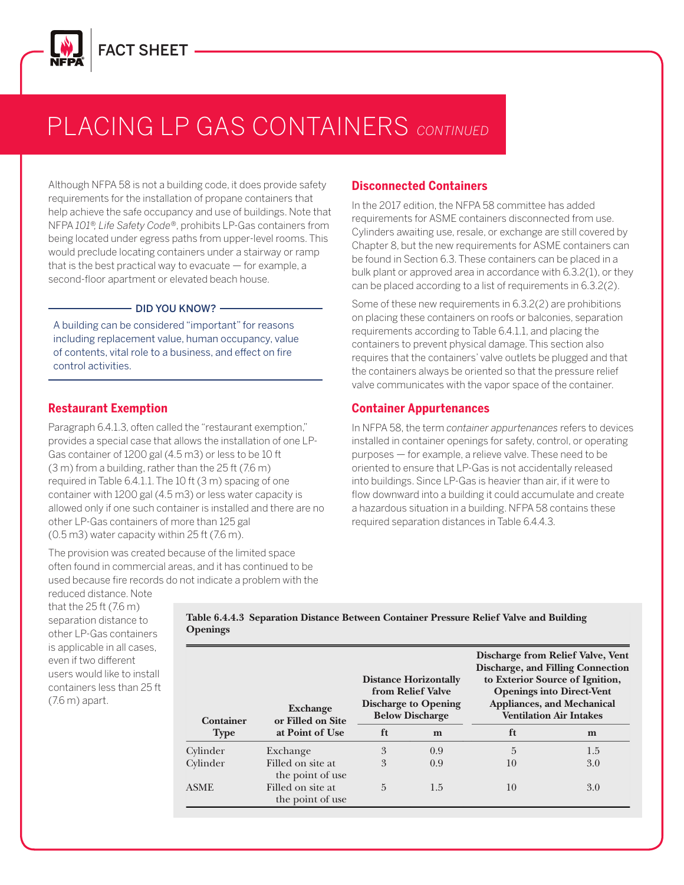Although NFPA 58 is not a building code, it does provide safety requirements for the installation of propane containers that help achieve the safe occupancy and use of buildings. Note that NFPA *101®, Life Safety Code®*, prohibits LP-Gas containers from being located under egress paths from upper-level rooms. This would preclude locating containers under a stairway or ramp that is the best practical way to evacuate — for example, a second-floor apartment or elevated beach house.

**DID YOU KNOW?**

A building can be considered "important" for reasons including replacement value, human occupancy, value of contents, vital role to a business, and effect on fire control activities.

## Restaurant Exemption

Paragraph 6.4.1.3, often called the "restaurant exemption," provides a special case that allows the installation of one LP-Gas container of 1200 gal (4.5 m3) or less to be 10 ft (3 m) from a building, rather than the 25 ft (7.6 m) required in Table 6.4.1.1. The 10 ft (3 m) spacing of one container with 1200 gal (4.5 m3) or less water capacity is allowed only if one such container is installed and there are no other LP-Gas containers of more than 125 gal (0.5 m3) water capacity within 25 ft (7.6 m).

The provision was created because of the limited space often found in commercial areas, and it has continued to be used because fire records do not indicate a problem with the reduced distance. Note that the 25 ft (7.6 m) separation distance to other LP-Gas containers is applicable in all cases, even if two different users would like to install containers less than 25 ft (7.6 m) apart.

## Disconnected Containers

In the 2017 edition, the NFPA 58 committee has added requirements for ASME containers disconnected from use. Cylinders awaiting use, resale, or exchange are still covered by Chapter 8, but the new requirements for ASME containers can be found in Section 6.3. These containers can be placed in a bulk plant or approved area in accordance with 6.3.2(1), or they can be placed according to a list of requirements in 6.3.2(2).

Some of these new requirements in 6.3.2(2) are prohibitions on placing these containers on roofs or balconies, separation requirements according to Table 6.4.1.1, and placing the containers to prevent physical damage. This section also requires that the containers' valve outlets be plugged and that the containers always be oriented so that the pressure relief valve communicates with the vapor space of the container.

## Container Appurtenances

In NFPA 58, the term *container appurtenances* refers to devices installed in container openings for safety, control, or operating purposes — for example, a relieve valve. These need to be oriented to ensure that LP-Gas is not accidentally released into buildings. Since LP-Gas is heavier than air, if it were to flow downward into a building it could accumulate and create a hazardous situation in a building. NFPA 58 contains these required separation distances in Table 6.4.4.3.

**Table 6.4.4.3 Separation Distance Between Container Pressure Relief Valve and Building Openings**

| Container Type | Exchange or Filled on Site at Point of Use | Distance Horizontally from Relief Valve Discharge to Opening Below Discharge | | Discharge from Relief Valve, Vent Discharge, and Filling Connection to Exterior Source of Ignition, Openings into Direct-Vent Appliances, and Mechanical Ventilation Air Intakes | |
|---|---|---|---|---|---|
| | | ft | m | ft | m |
| Cylinder | Exchange | 3 | 0.9 | 5 | 1.5 |
| Cylinder | Filled on site at the point of use | 3 | 0.9 | 10 | 3.0 |
| ASME | Filled on site at the point of use | 5 | 1.5 | 10 | 3.0 |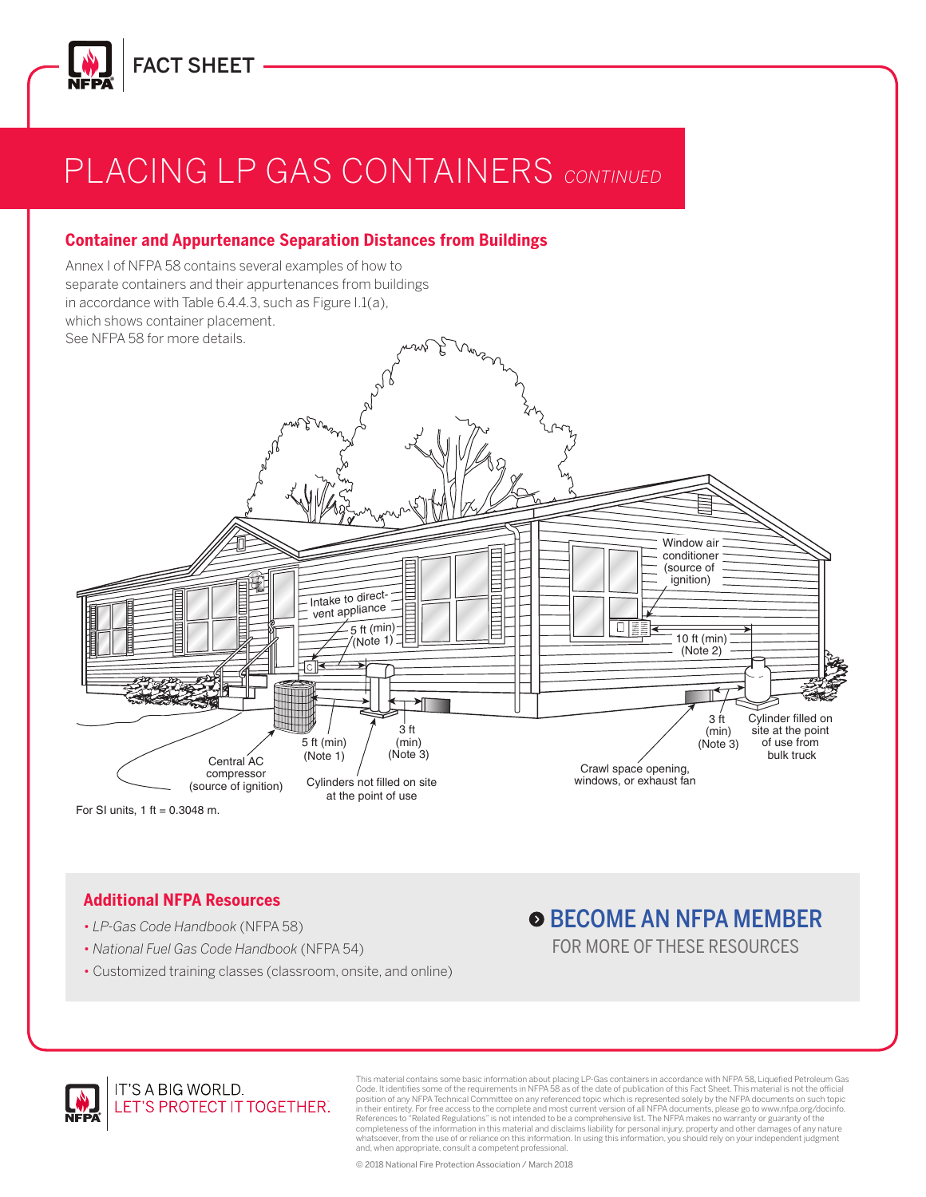# PLACING LP GAS CONTAINERS *CONTINUED*

## Container and Appurtenance Separation Distances from Buildings

Annex I of NFPA 58 contains several examples of how to separate containers and their appurtenances from buildings in accordance with Table 6.4.4.3, such as Figure I.1(a), which shows container placement. See NFPA 58 for more details.

Window air conditioner (source of ignition)

Intake to direct-vent appliance

5 ft (min) (Note 1)

10 ft (min) (Note 2)

3 ft (min) (Note 3)

Cylinder filled on site at the point of use from bulk truck

5 ft (min) (Note 1)

3 ft (min) (Note 3)

Central AC compressor (source of ignition)

Cylinders not filled on site at the point of use

Crawl space opening, windows, or exhaust fan

For SI units, 1 ft = 0.3048 m.

### Additional NFPA Resources

- *LP-Gas Code Handbook* (NFPA 58)
- *National Fuel Gas Code Handbook* (NFPA 54)
- Customized training classes (classroom, onsite, and online)

**BECOME AN NFPA MEMBER**
FOR MORE OF THESE RESOURCES

IT'S A BIG WORLD.
LET'S PROTECT IT TOGETHER.

This material contains some basic information about placing LP-Gas containers in accordance with NFPA 58, Liquefied Petroleum Gas Code. It identifies some of the requirements in NFPA 58 as of the date of publication of this Fact Sheet. This material is not the official position of any NFPA Technical Committee on any referenced topic which is represented solely by the NFPA documents on such topic in their entirety. For free access to the complete and most current version of all NFPA documents, please go to www.nfpa.org/docinfo. References to "Related Regulations" is not intended to be a comprehensive list. The NFPA makes no warranty or guaranty of the completeness of the information in this material and disclaims liability for personal injury, property and other damages of any nature whatsoever, from the use of or reliance on this information. In using this information, you should rely on your independent judgment and, when appropriate, consult a competent professional.

© 2018 National Fire Protection Association / March 2018